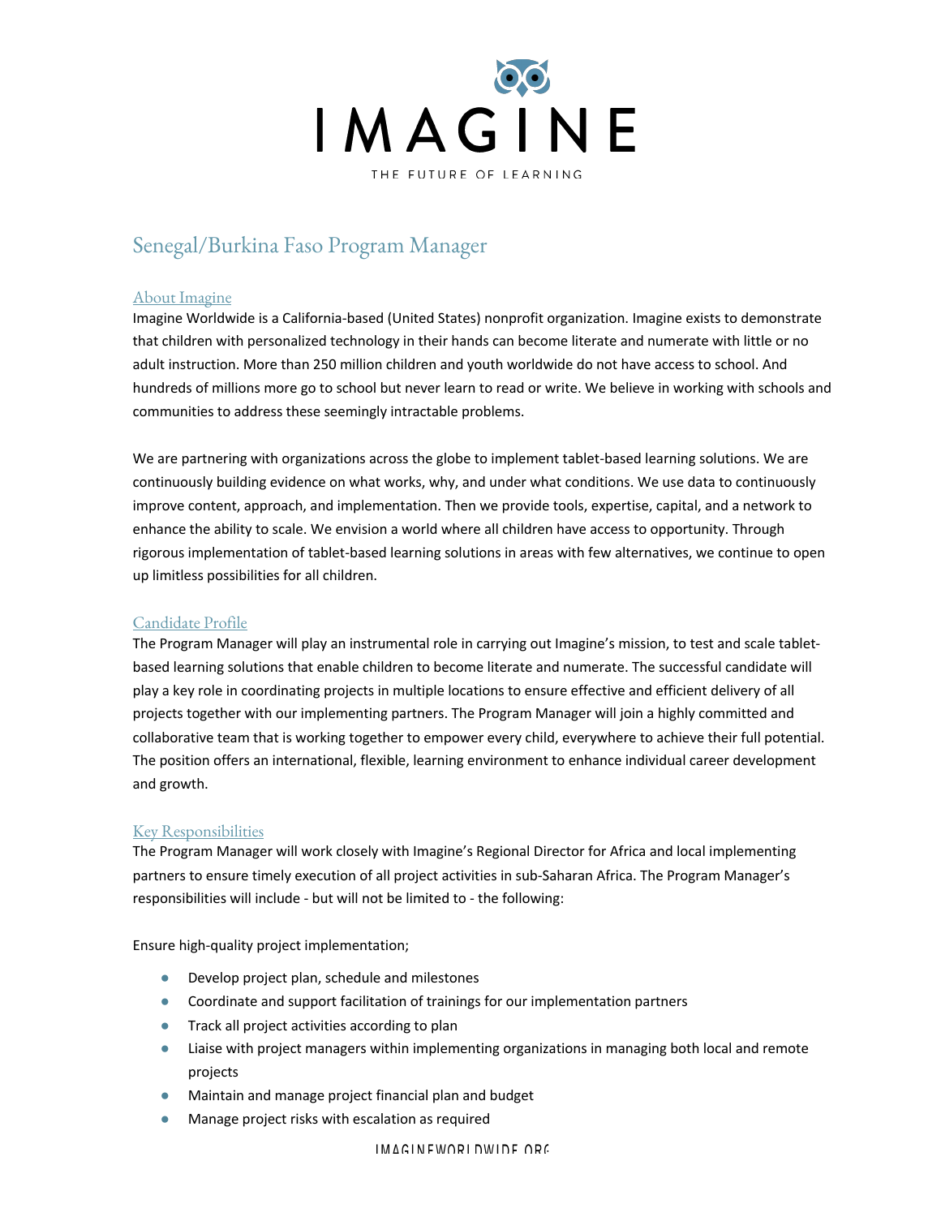# Senegal/Burkina Faso Program Manager

## About Imagine

Imagine Worldwide is a California-based (United States) nonprofit organization. Imagine exists to demonstrate that children with personalized technology in their hands can become literate and numerate with little or no adult instruction. More than 250 million children and youth worldwide do not have access to school. And hundreds of millions more go to school but never learn to read or write. We believe in working with schools and communities to address these seemingly intractable problems.

We are partnering with organizations across the globe to implement tablet-based learning solutions. We are continuously building evidence on what works, why, and under what conditions. We use data to continuously improve content, approach, and implementation. Then we provide tools, expertise, capital, and a network to enhance the ability to scale. We envision a world where all children have access to opportunity. Through rigorous implementation of tablet-based learning solutions in areas with few alternatives, we continue to open up limitless possibilities for all children.

## Candidate Profile

The Program Manager will play an instrumental role in carrying out Imagine's mission, to test and scale tablet-based learning solutions that enable children to become literate and numerate. The successful candidate will play a key role in coordinating projects in multiple locations to ensure effective and efficient delivery of all projects together with our implementing partners. The Program Manager will join a highly committed and collaborative team that is working together to empower every child, everywhere to achieve their full potential. The position offers an international, flexible, learning environment to enhance individual career development and growth.

## Key Responsibilities

The Program Manager will work closely with Imagine's Regional Director for Africa and local implementing partners to ensure timely execution of all project activities in sub-Saharan Africa. The Program Manager's responsibilities will include - but will not be limited to - the following:

Ensure high-quality project implementation;

- Develop project plan, schedule and milestones
- Coordinate and support facilitation of trainings for our implementation partners
- Track all project activities according to plan
- Liaise with project managers within implementing organizations in managing both local and remote projects
- Maintain and manage project financial plan and budget
- Manage project risks with escalation as required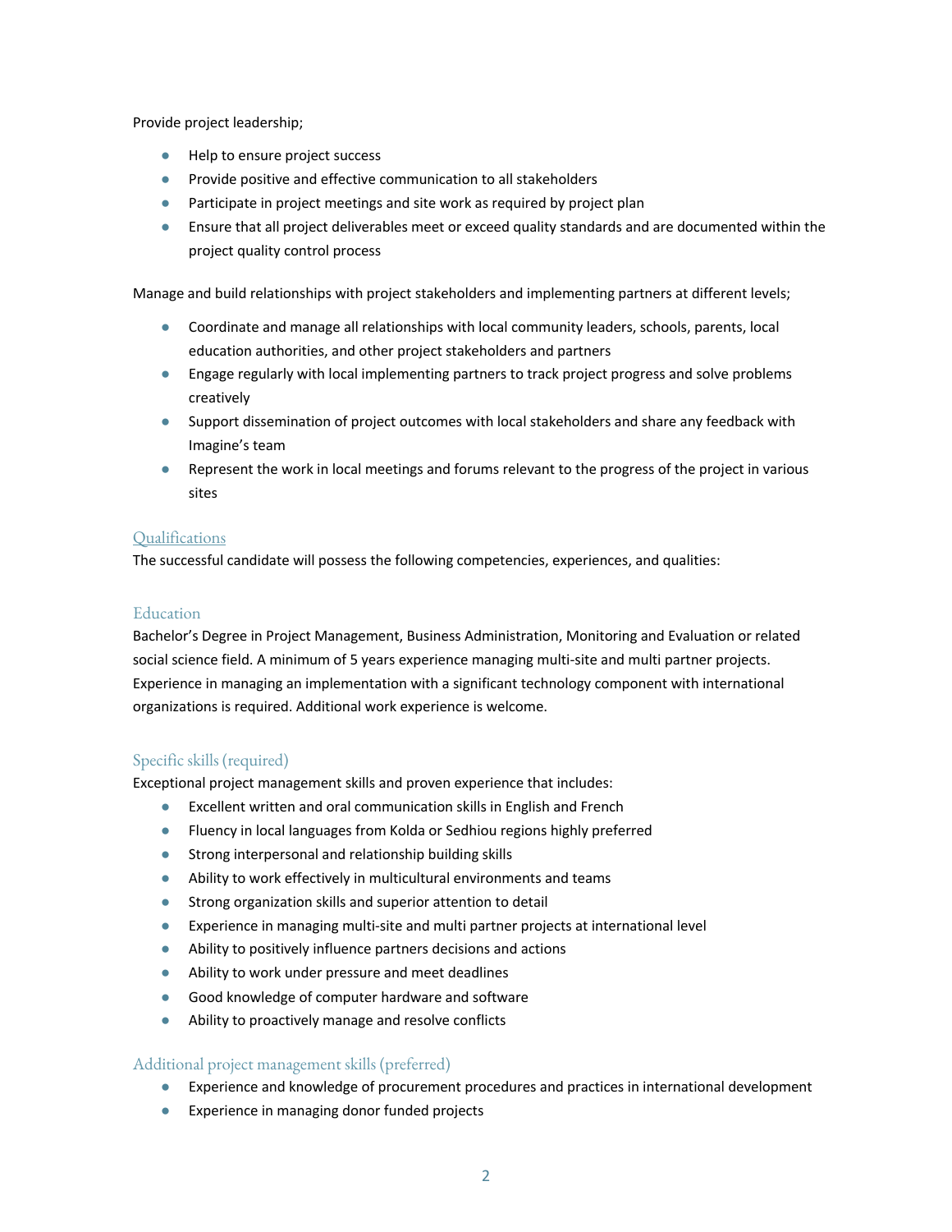Provide project leadership;

- Help to ensure project success
- Provide positive and effective communication to all stakeholders
- Participate in project meetings and site work as required by project plan
- Ensure that all project deliverables meet or exceed quality standards and are documented within the project quality control process

Manage and build relationships with project stakeholders and implementing partners at different levels;

- Coordinate and manage all relationships with local community leaders, schools, parents, local education authorities, and other project stakeholders and partners
- Engage regularly with local implementing partners to track project progress and solve problems creatively
- Support dissemination of project outcomes with local stakeholders and share any feedback with Imagine's team
- Represent the work in local meetings and forums relevant to the progress of the project in various sites

## Qualifications

The successful candidate will possess the following competencies, experiences, and qualities:

### Education

Bachelor's Degree in Project Management, Business Administration, Monitoring and Evaluation or related social science field. A minimum of 5 years experience managing multi-site and multi partner projects. Experience in managing an implementation with a significant technology component with international organizations is required. Additional work experience is welcome.

### Specific skills (required)

Exceptional project management skills and proven experience that includes:

- Excellent written and oral communication skills in English and French
- Fluency in local languages from Kolda or Sedhiou regions highly preferred
- Strong interpersonal and relationship building skills
- Ability to work effectively in multicultural environments and teams
- Strong organization skills and superior attention to detail
- Experience in managing multi-site and multi partner projects at international level
- Ability to positively influence partners decisions and actions
- Ability to work under pressure and meet deadlines
- Good knowledge of computer hardware and software
- Ability to proactively manage and resolve conflicts

### Additional project management skills (preferred)

- Experience and knowledge of procurement procedures and practices in international development
- Experience in managing donor funded projects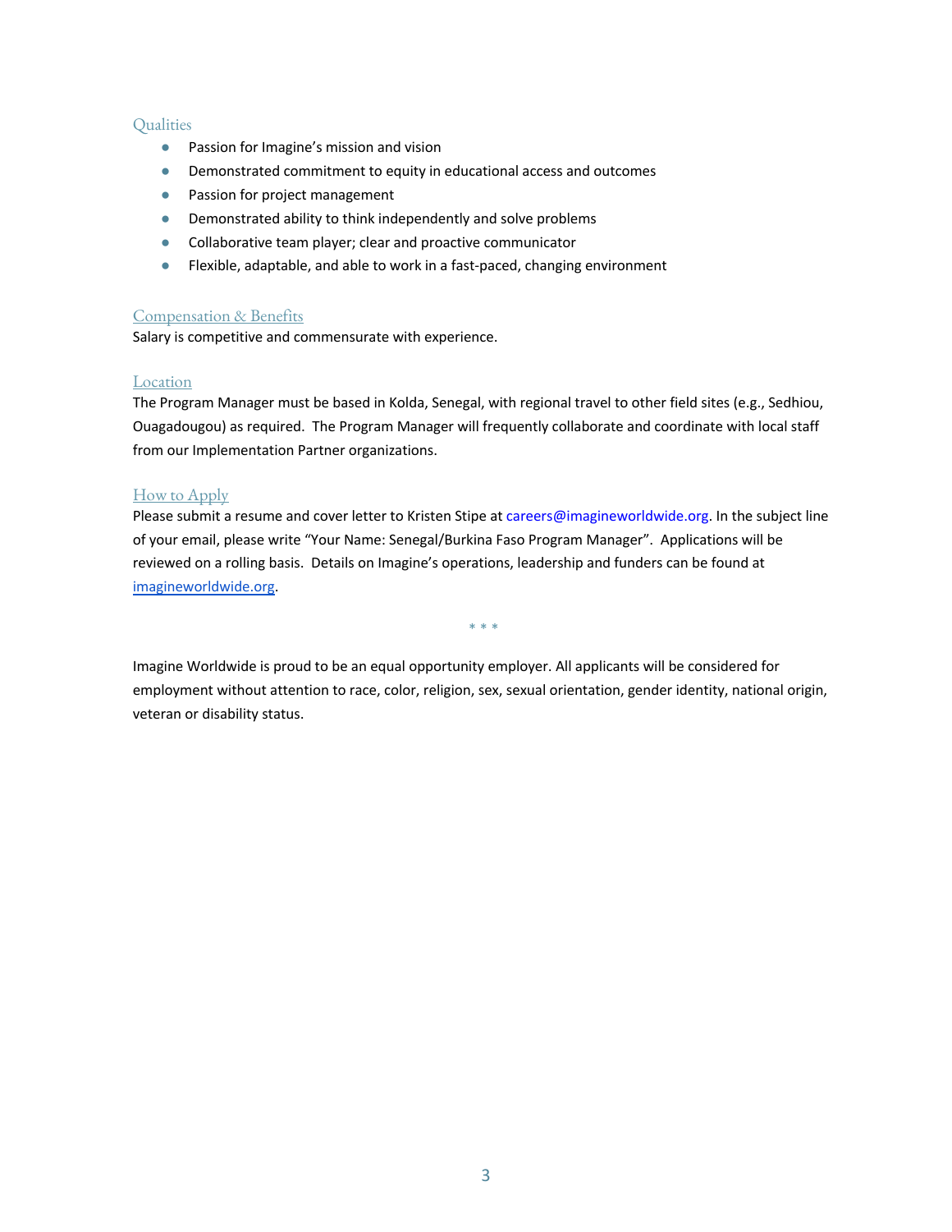## Qualities

- Passion for Imagine's mission and vision
- Demonstrated commitment to equity in educational access and outcomes
- Passion for project management
- Demonstrated ability to think independently and solve problems
- Collaborative team player; clear and proactive communicator
- Flexible, adaptable, and able to work in a fast-paced, changing environment

## Compensation & Benefits

Salary is competitive and commensurate with experience.

## Location

The Program Manager must be based in Kolda, Senegal, with regional travel to other field sites (e.g., Sedhiou, Ouagadougou) as required. The Program Manager will frequently collaborate and coordinate with local staff from our Implementation Partner organizations.

## How to Apply

Please submit a resume and cover letter to Kristen Stipe at careers@imagineworldwide.org. In the subject line of your email, please write "Your Name: Senegal/Burkina Faso Program Manager". Applications will be reviewed on a rolling basis. Details on Imagine's operations, leadership and funders can be found at [imagineworldwide.org](imagineworldwide.org).

\* \* \*

Imagine Worldwide is proud to be an equal opportunity employer. All applicants will be considered for employment without attention to race, color, religion, sex, sexual orientation, gender identity, national origin, veteran or disability status.